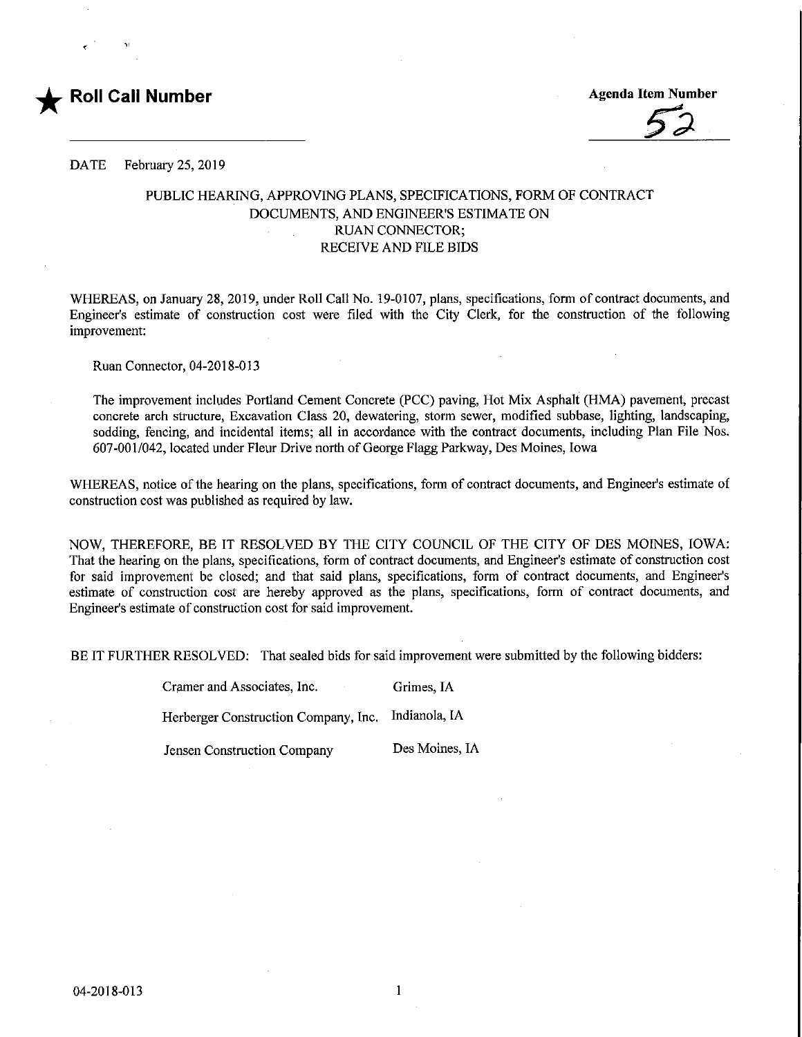★ **Roll Call Number**

**Agenda Item Number**

52

DATE February 25, 2019

PUBLIC HEARING, APPROVING PLANS, SPECIFICATIONS, FORM OF CONTRACT DOCUMENTS, AND ENGINEER'S ESTIMATE ON RUAN CONNECTOR; RECEIVE AND FILE BIDS

WHEREAS, on January 28, 2019, under Roll Call No. 19-0107, plans, specifications, form of contract documents, and Engineer's estimate of construction cost were filed with the City Clerk, for the construction of the following improvement:

Ruan Connector, 04-2018-013

The improvement includes Portland Cement Concrete (PCC) paving, Hot Mix Asphalt (HMA) pavement, precast concrete arch structure, Excavation Class 20, dewatering, storm sewer, modified subbase, lighting, landscaping, sodding, fencing, and incidental items; all in accordance with the contract documents, including Plan File Nos. 607-001/042, located under Fleur Drive north of George Flagg Parkway, Des Moines, Iowa

WHEREAS, notice of the hearing on the plans, specifications, form of contract documents, and Engineer's estimate of construction cost was published as required by law.

NOW, THEREFORE, BE IT RESOLVED BY THE CITY COUNCIL OF THE CITY OF DES MOINES, IOWA: That the hearing on the plans, specifications, form of contract documents, and Engineer's estimate of construction cost for said improvement be closed; and that said plans, specifications, form of contract documents, and Engineer's estimate of construction cost are hereby approved as the plans, specifications, form of contract documents, and Engineer's estimate of construction cost for said improvement.

BE IT FURTHER RESOLVED: That sealed bids for said improvement were submitted by the following bidders:

| | |
|---|---|
| Cramer and Associates, Inc. | Grimes, IA |
| Herberger Construction Company, Inc. | Indianola, IA |
| Jensen Construction Company | Des Moines, IA |

04-2018-013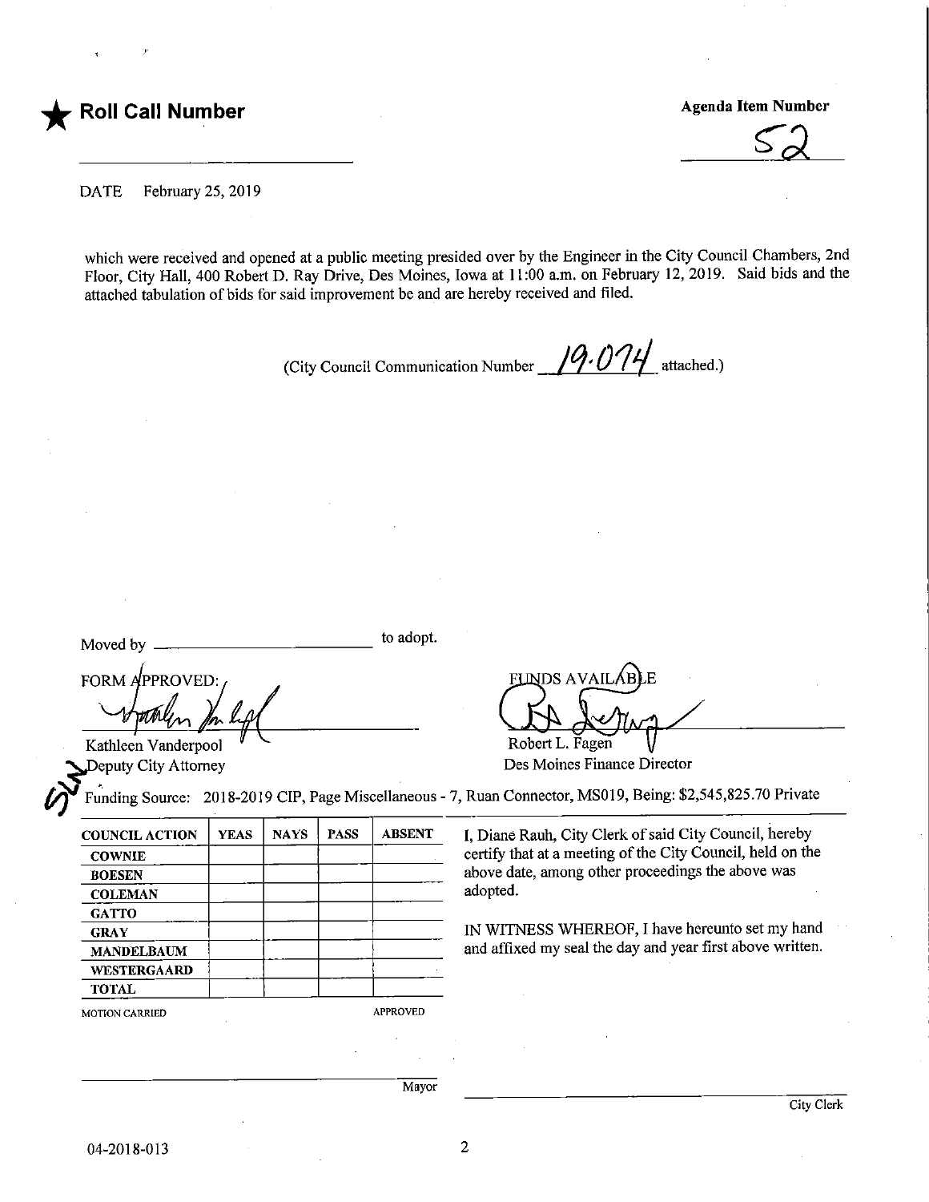★ **Roll Call Number**

**Agenda Item Number**

52

DATE February 25, 2019

which were received and opened at a public meeting presided over by the Engineer in the City Council Chambers, 2nd Floor, City Hall, 400 Robert D. Ray Drive, Des Moines, Iowa at 11:00 a.m. on February 12, 2019. Said bids and the attached tabulation of bids for said improvement be and are hereby received and filed.

(City Council Communication Number 19.074 attached.)

Moved by ______________________ to adopt.

FORM APPROVED:

Kathleen Vanderpool
Deputy City Attorney

FUNDS AVAILABLE

Robert L. Fagen
Des Moines Finance Director

Funding Source: 2018-2019 CIP, Page Miscellaneous - 7, Ruan Connector, MS019, Being: $2,545,825.70 Private

| COUNCIL ACTION | YEAS | NAYS | PASS | ABSENT |
| --- | --- | --- | --- | --- |
| COWNIE | | | | |
| BOESEN | | | | |
| COLEMAN | | | | |
| GATTO | | | | |
| GRAY | | | | |
| MANDELBAUM | | | | |
| WESTERGAARD | | | | |
| TOTAL | | | | |

MOTION CARRIED APPROVED

I, Diane Rauh, City Clerk of said City Council, hereby certify that at a meeting of the City Council, held on the above date, among other proceedings the above was adopted.

IN WITNESS WHEREOF, I have hereunto set my hand and affixed my seal the day and year first above written.

______________________ Mayor

______________________ City Clerk

04-2018-013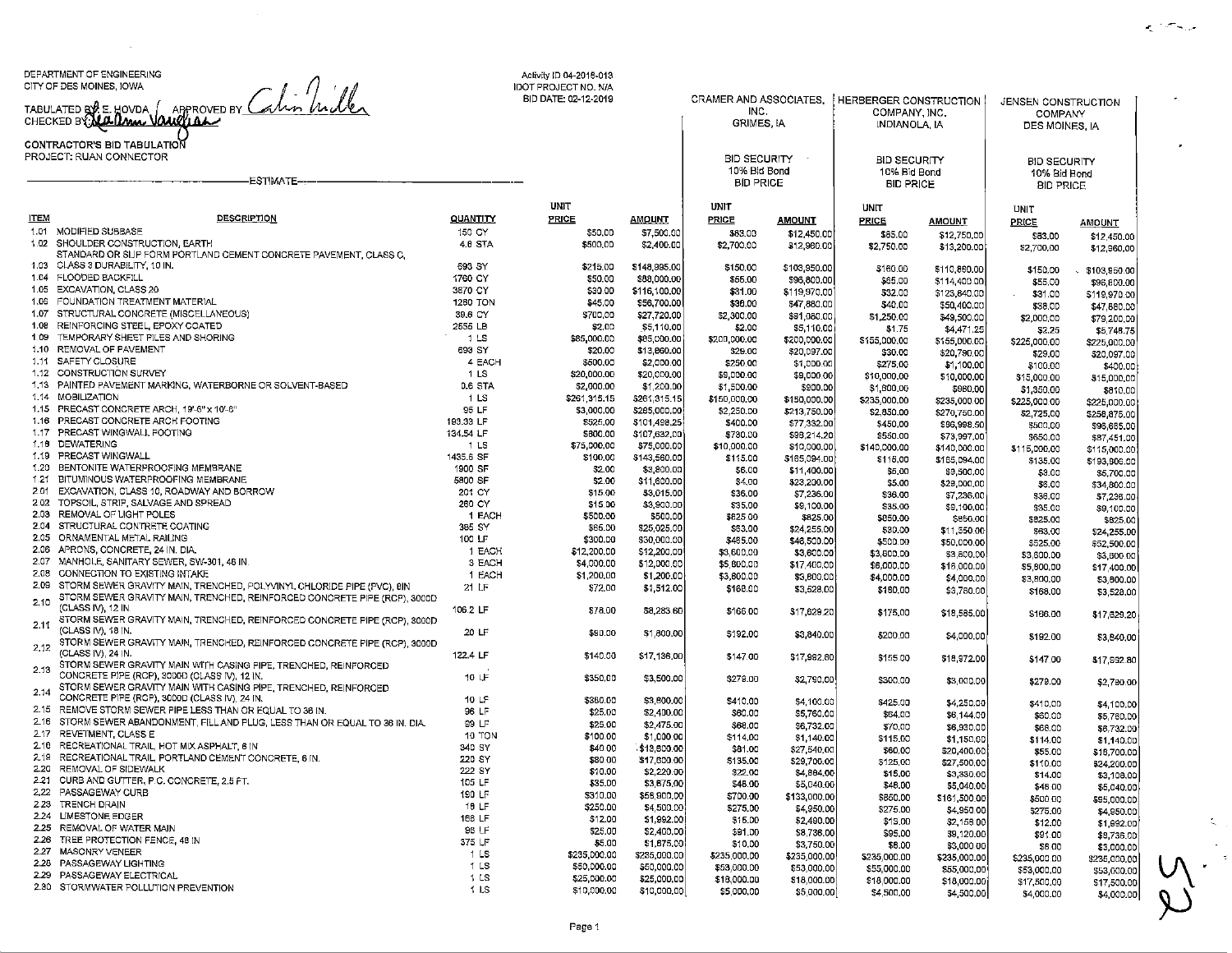DEPARTMENT OF ENGINEERING
CITY OF DES MOINES, IOWA

TABULATED BY E. HOVDA / APPROVED BY Calvin Miller
CHECKED BY LeaAnn Vaughan

Activity ID 04-2018-013
IDOT PROJECT NO. N/A
BID DATE: 02-12-2019

**CONTRACTOR'S BID TABULATION**
PROJECT: RUAN CONNECTOR

| ITEM | DESCRIPTION | QUANTITY | ESTIMATE UNIT PRICE | ESTIMATE AMOUNT | CRAMER AND ASSOCIATES, INC. GRIMES, IA (BID SECURITY 10% Bid Bond) UNIT PRICE | CRAMER AMOUNT | HERBERGER CONSTRUCTION COMPANY, INC. INDIANOLA, IA (BID SECURITY 10% Bid Bond) UNIT PRICE | HERBERGER AMOUNT | JENSEN CONSTRUCTION COMPANY DES MOINES, IA (BID SECURITY 10% Bid Bond) UNIT PRICE | JENSEN AMOUNT |
|---|---|---|---|---|---|---|---|---|---|---|
| 1.01 | MODIFIED SUBBASE | 150 CY | $50.00 | $7,500.00 | $83.00 | $12,450.00 | $85.00 | $12,750.00 | $83.00 | $12,450.00 |
| 1.02 | SHOULDER CONSTRUCTION, EARTH | 4.8 STA | $500.00 | $2,400.00 | $2,700.00 | $12,960.00 | $2,750.00 | $13,200.00 | $2,700.00 | $12,960.00 |
| 1.03 | STANDARD OR SLIP FORM PORTLAND CEMENT CONCRETE PAVEMENT, CLASS C, CLASS 3 DURABILITY, 10 IN. | 693 SY | $215.00 | $148,995.00 | $150.00 | $103,950.00 | $160.00 | $110,880.00 | $150.00 | $103,950.00 |
| 1.04 | FLOODED BACKFILL | 1760 CY | $50.00 | $88,000.00 | $55.00 | $96,800.00 | $65.00 | $114,400.00 | $55.00 | $96,800.00 |
| 1.05 | EXCAVATION, CLASS 20 | 3870 CY | $30.00 | $116,100.00 | $31.00 | $119,970.00 | $32.00 | $123,840.00 | $31.00 | $119,970.00 |
| 1.06 | FOUNDATION TREATMENT MATERIAL | 1260 TON | $45.00 | $56,700.00 | $38.00 | $47,880.00 | $40.00 | $50,400.00 | $38.00 | $47,880.00 |
| 1.07 | STRUCTURAL CONCRETE (MISCELLANEOUS) | 39.6 CY | $700.00 | $27,720.00 | $2,300.00 | $91,080.00 | $1,250.00 | $49,500.00 | $2,000.00 | $79,200.00 |
| 1.08 | REINFORCING STEEL, EPOXY COATED | 2555 LB | $2.00 | $5,110.00 | $2.00 | $5,110.00 | $1.75 | $4,471.25 | $2.25 | $5,748.75 |
| 1.09 | TEMPORARY SHEET PILES AND SHORING | 1 LS | $85,000.00 | $85,000.00 | $200,000.00 | $200,000.00 | $155,000.00 | $155,000.00 | $225,000.00 | $225,000.00 |
| 1.10 | REMOVAL OF PAVEMENT | 693 SY | $20.00 | $13,860.00 | $29.00 | $20,097.00 | $30.00 | $20,790.00 | $29.00 | $20,097.00 |
| 1.11 | SAFETY CLOSURE | 4 EACH | $500.00 | $2,000.00 | $250.00 | $1,000.00 | $275.00 | $1,100.00 | $100.00 | $400.00 |
| 1.12 | CONSTRUCTION SURVEY | 1 LS | $20,000.00 | $20,000.00 | $9,000.00 | $9,000.00 | $10,000.00 | $10,000.00 | $15,000.00 | $15,000.00 |
| 1.13 | PAINTED PAVEMENT MARKING, WATERBORNE OR SOLVENT-BASED | 0.6 STA | $2,000.00 | $1,200.00 | $1,500.00 | $900.00 | $1,600.00 | $960.00 | $1,350.00 | $810.00 |
| 1.14 | MOBILIZATION | 1 LS | $261,315.15 | $261,315.15 | $150,000.00 | $150,000.00 | $235,000.00 | $235,000.00 | $225,000.00 | $225,000.00 |
| 1.15 | PRECAST CONCRETE ARCH, 19'-6" x 10'-6" | 95 LF | $3,000.00 | $285,000.00 | $2,250.00 | $213,750.00 | $2,850.00 | $270,750.00 | $2,725.00 | $258,875.00 |
| 1.16 | PRECAST CONCRETE ARCH FOOTING | 193.33 LF | $525.00 | $101,498.25 | $400.00 | $77,332.00 | $450.00 | $86,998.50 | $500.00 | $96,665.00 |
| 1.17 | PRECAST WINGWALL FOOTING | 134.54 LF | $800.00 | $107,632.00 | $730.00 | $98,214.20 | $550.00 | $73,997.00 | $650.00 | $87,451.00 |
| 1.18 | DEWATERING | 1 LS | $75,000.00 | $75,000.00 | $10,000.00 | $10,000.00 | $140,000.00 | $140,000.00 | $115,000.00 | $115,000.00 |
| 1.19 | PRECAST WINGWALL | 1435.6 SF | $100.00 | $143,560.00 | $115.00 | $165,094.00 | $115.00 | $165,094.00 | $135.00 | $193,806.00 |
| 1.20 | BENTONITE WATERPROOFING MEMBRANE | 1900 SF | $2.00 | $3,800.00 | $6.00 | $11,400.00 | $5.00 | $9,500.00 | $3.00 | $5,700.00 |
| 1.21 | BITUMINOUS WATERPROOFING MEMBRANE | 5800 SF | $2.00 | $11,600.00 | $4.00 | $23,200.00 | $5.00 | $29,000.00 | $6.00 | $34,800.00 |
| 2.01 | EXCAVATION, CLASS 10, ROADWAY AND BORROW | 201 CY | $15.00 | $3,015.00 | $36.00 | $7,236.00 | $36.00 | $7,236.00 | $36.00 | $7,236.00 |
| 2.02 | TOPSOIL, STRIP, SALVAGE AND SPREAD | 260 CY | $15.00 | $3,900.00 | $35.00 | $9,100.00 | $35.00 | $9,100.00 | $35.00 | $9,100.00 |
| 2.03 | REMOVAL OF LIGHT POLES | 1 EACH | $500.00 | $500.00 | $825.00 | $825.00 | $850.00 | $850.00 | $825.00 | $825.00 |
| 2.04 | STRUCTURAL CONTRETE COATING | 385 SY | $65.00 | $25,025.00 | $63.00 | $24,255.00 | $30.00 | $11,550.00 | $63.00 | $24,255.00 |
| 2.05 | ORNAMENTAL METAL RAILING | 100 LF | $300.00 | $30,000.00 | $485.00 | $48,500.00 | $500.00 | $50,000.00 | $525.00 | $52,500.00 |
| 2.06 | APRONS, CONCRETE, 24 IN. DIA. | 1 EACH | $12,200.00 | $12,200.00 | $3,600.00 | $3,600.00 | $3,600.00 | $3,600.00 | $3,600.00 | $3,600.00 |
| 2.07 | MANHOLE, SANITARY SEWER, SW-301, 48 IN. | 3 EACH | $4,000.00 | $12,000.00 | $5,800.00 | $17,400.00 | $6,000.00 | $18,000.00 | $5,800.00 | $17,400.00 |
| 2.08 | CONNECTION TO EXISTING INTAKE | 1 EACH | $1,200.00 | $1,200.00 | $3,800.00 | $3,800.00 | $4,000.00 | $4,000.00 | $3,800.00 | $3,800.00 |
| 2.09 | STORM SEWER GRAVITY MAIN, TRENCHED, POLYVINYL CHLORIDE PIPE (PVC), 6IN | 21 LF | $72.00 | $1,512.00 | $168.00 | $3,528.00 | $180.00 | $3,780.00 | $168.00 | $3,528.00 |
| 2.10 | STORM SEWER GRAVITY MAIN, TRENCHED, REINFORCED CONCRETE PIPE (RCP), 3000D (CLASS IV), 12 IN. | 106.2 LF | $78.00 | $8,283.60 | $166.00 | $17,629.20 | $175.00 | $18,585.00 | $166.00 | $17,629.20 |
| 2.11 | STORM SEWER GRAVITY MAIN, TRENCHED, REINFORCED CONCRETE PIPE (RCP), 3000D (CLASS IV), 18 IN. | 20 LF | $90.00 | $1,800.00 | $192.00 | $3,840.00 | $200.00 | $4,000.00 | $192.00 | $3,840.00 |
| 2.12 | STORM SEWER GRAVITY MAIN, TRENCHED, REINFORCED CONCRETE PIPE (RCP), 3000D (CLASS IV), 24 IN. | 122.4 LF | $140.00 | $17,136.00 | $147.00 | $17,992.80 | $155.00 | $18,972.00 | $147.00 | $17,992.80 |
| 2.13 | STORM SEWER GRAVITY MAIN WITH CASING PIPE, TRENCHED, REINFORCED CONCRETE PIPE (RCP), 3000D (CLASS IV), 12 IN. | 10 LF | $350.00 | $3,500.00 | $279.00 | $2,790.00 | $300.00 | $3,000.00 | $279.00 | $2,790.00 |
| 2.14 | STORM SEWER GRAVITY MAIN WITH CASING PIPE, TRENCHED, REINFORCED CONCRETE PIPE (RCP), 3000D (CLASS IV), 24 IN. | 10 LF | $380.00 | $3,800.00 | $410.00 | $4,100.00 | $425.00 | $4,250.00 | $410.00 | $4,100.00 |
| 2.15 | REMOVE STORM SEWER PIPE LESS THAN OR EQUAL TO 36 IN. | 96 LF | $25.00 | $2,400.00 | $60.00 | $5,760.00 | $64.00 | $6,144.00 | $60.00 | $5,760.00 |
| 2.16 | STORM SEWER ABANDONMENT, FILL AND PLUG, LESS THAN OR EQUAL TO 36 IN. DIA. | 99 LF | $25.00 | $2,475.00 | $68.00 | $6,732.00 | $70.00 | $6,930.00 | $68.00 | $6,732.00 |
| 2.17 | REVETMENT, CLASS E | 10 TON | $100.00 | $1,000.00 | $114.00 | $1,140.00 | $115.00 | $1,150.00 | $114.00 | $1,140.00 |
| 2.18 | RECREATIONAL TRAIL, HOT MIX ASPHALT, 6 IN | 340 SY | $40.00 | $13,600.00 | $81.00 | $27,540.00 | $60.00 | $20,400.00 | $55.00 | $18,700.00 |
| 2.19 | RECREATIONAL TRAIL, PORTLAND CEMENT CONCRETE, 6 IN. | 220 SY | $80.00 | $17,600.00 | $135.00 | $29,700.00 | $125.00 | $27,500.00 | $110.00 | $24,200.00 |
| 2.20 | REMOVAL OF SIDEWALK | 222 SY | $10.00 | $2,220.00 | $22.00 | $4,884.00 | $15.00 | $3,330.00 | $14.00 | $3,108.00 |
| 2.21 | CURB AND GUTTER, P.C. CONCRETE, 2.5 FT. | 105 LF | $35.00 | $3,675.00 | $48.00 | $5,040.00 | $48.00 | $5,040.00 | $48.00 | $5,040.00 |
| 2.22 | PASSAGEWAY CURB | 190 LF | $310.00 | $58,900.00 | $700.00 | $133,000.00 | $850.00 | $161,500.00 | $500.00 | $95,000.00 |
| 2.23 | TRENCH DRAIN | 18 LF | $250.00 | $4,500.00 | $275.00 | $4,950.00 | $275.00 | $4,950.00 | $275.00 | $4,950.00 |
| 2.24 | LIMESTONE EDGER | 166 LF | $12.00 | $1,992.00 | $15.00 | $2,490.00 | $13.00 | $2,158.00 | $12.00 | $1,992.00 |
| 2.25 | REMOVAL OF WATER MAIN | 96 LF | $25.00 | $2,400.00 | $91.00 | $8,736.00 | $95.00 | $9,120.00 | $91.00 | $8,736.00 |
| 2.26 | TREE PROTECTION FENCE, 48 IN | 375 LF | $5.00 | $1,875.00 | $10.00 | $3,750.00 | $8.00 | $3,000.00 | $8.00 | $3,000.00 |
| 2.27 | MASONRY VENEER | 1 LS | $235,000.00 | $235,000.00 | $235,000.00 | $235,000.00 | $235,000.00 | $235,000.00 | $235,000.00 | $235,000.00 |
| 2.28 | PASSAGEWAY LIGHTING | 1 LS | $50,000.00 | $50,000.00 | $53,000.00 | $53,000.00 | $55,000.00 | $55,000.00 | $53,000.00 | $53,000.00 |
| 2.29 | PASSAGEWAY ELECTRICAL | 1 LS | $25,000.00 | $25,000.00 | $18,000.00 | $18,000.00 | $18,000.00 | $18,000.00 | $17,500.00 | $17,500.00 |
| 2.30 | STORMWATER POLLUTION PREVENTION | 1 LS | $10,000.00 | $10,000.00 | $5,000.00 | $5,000.00 | $4,500.00 | $4,500.00 | $4,000.00 | $4,000.00 |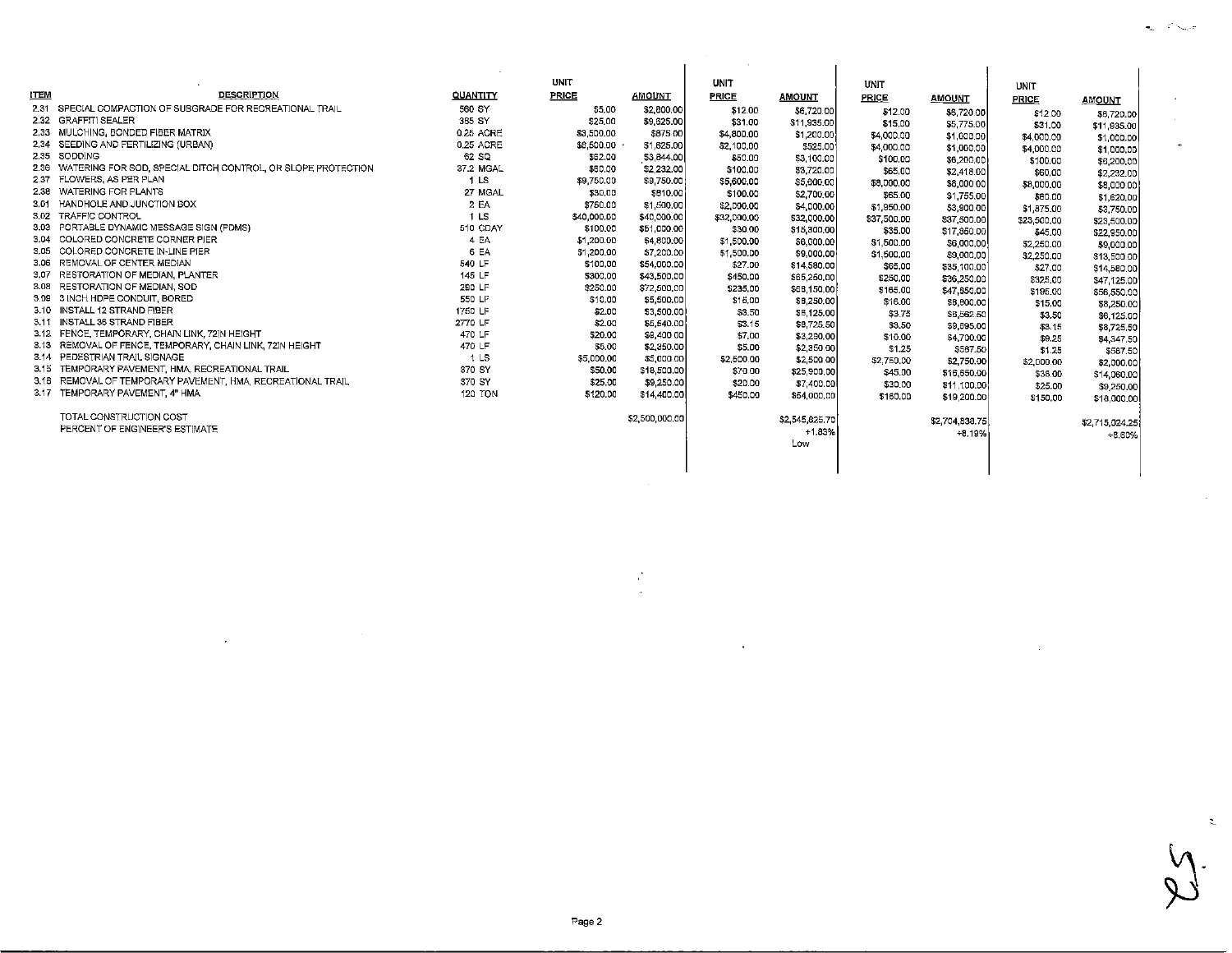| ITEM | DESCRIPTION | QUANTITY | UNIT PRICE | AMOUNT | UNIT PRICE | AMOUNT | UNIT PRICE | AMOUNT | UNIT PRICE | AMOUNT |
|---|---|---|---|---|---|---|---|---|---|---|
| 2.31 | SPECIAL COMPACTION OF SUBGRADE FOR RECREATIONAL TRAIL | 560 SY | $5.00 | $2,800.00 | $12.00 | $6,720.00 | $12.00 | $6,720.00 | $12.00 | $6,720.00 |
| 2.32 | GRAFFITI SEALER | 385 SY | $25.00 | $9,625.00 | $31.00 | $11,935.00 | $15.00 | $5,775.00 | $31.00 | $11,935.00 |
| 2.33 | MULCHING, BONDED FIBER MATRIX | 0.25 ACRE | $3,500.00 | $875.00 | $4,800.00 | $1,200.00 | $4,000.00 | $1,000.00 | $4,000.00 | $1,000.00 |
| 2.34 | SEEDING AND FERTILIZING (URBAN) | 0.25 ACRE | $6,500.00 | $1,625.00 | $2,100.00 | $525.00 | $4,000.00 | $1,000.00 | $4,000.00 | $1,000.00 |
| 2.35 | SODDING | 62 SQ | $62.00 | $3,844.00 | $50.00 | $3,100.00 | $100.00 | $6,200.00 | $100.00 | $6,200.00 |
| 2.36 | WATERING FOR SOD, SPECIAL DITCH CONTROL, OR SLOPE PROTECTION | 37.2 MGAL | $60.00 | $2,232.00 | $100.00 | $3,720.00 | $65.00 | $2,418.00 | $60.00 | $2,232.00 |
| 2.37 | FLOWERS, AS PER PLAN | 1 LS | $9,750.00 | $9,750.00 | $5,600.00 | $5,600.00 | $8,000.00 | $8,000.00 | $8,000.00 | $8,000.00 |
| 2.38 | WATERING FOR PLANTS | 27 MGAL | $30.00 | $810.00 | $100.00 | $2,700.00 | $65.00 | $1,755.00 | $60.00 | $1,620.00 |
| 3.01 | HANDHOLE AND JUNCTION BOX | 2 EA | $750.00 | $1,500.00 | $2,000.00 | $4,000.00 | $1,950.00 | $3,900.00 | $1,875.00 | $3,750.00 |
| 3.02 | TRAFFIC CONTROL | 1 LS | $40,000.00 | $40,000.00 | $32,000.00 | $32,000.00 | $37,500.00 | $37,500.00 | $23,500.00 | $23,500.00 |
| 3.03 | PORTABLE DYNAMIC MESSAGE SIGN (PDMS) | 510 CDAY | $100.00 | $51,000.00 | $30.00 | $15,300.00 | $35.00 | $17,850.00 | $45.00 | $22,950.00 |
| 3.04 | COLORED CONCRETE CORNER PIER | 4 EA | $1,200.00 | $4,800.00 | $1,500.00 | $6,000.00 | $1,500.00 | $6,000.00 | $2,250.00 | $9,000.00 |
| 3.05 | COLORED CONCRETE IN-LINE PIER | 6 EA | $1,200.00 | $7,200.00 | $1,500.00 | $9,000.00 | $1,500.00 | $9,000.00 | $2,250.00 | $13,500.00 |
| 3.06 | REMOVAL OF CENTER MEDIAN | 540 LF | $100.00 | $54,000.00 | $27.00 | $14,580.00 | $65.00 | $35,100.00 | $27.00 | $14,580.00 |
| 3.07 | RESTORATION OF MEDIAN, PLANTER | 145 LF | $300.00 | $43,500.00 | $450.00 | $65,250.00 | $250.00 | $36,250.00 | $325.00 | $47,125.00 |
| 3.08 | RESTORATION OF MEDIAN, SOD | 290 LF | $250.00 | $72,500.00 | $235.00 | $68,150.00 | $165.00 | $47,850.00 | $195.00 | $56,550.00 |
| 3.09 | 3 INCH HDPE CONDUIT, BORED | 550 LF | $10.00 | $5,500.00 | $15.00 | $8,250.00 | $16.00 | $8,800.00 | $15.00 | $8,250.00 |
| 3.10 | INSTALL 12 STRAND FIBER | 1750 LF | $2.00 | $3,500.00 | $3.50 | $6,125.00 | $3.75 | $6,562.50 | $3.50 | $6,125.00 |
| 3.11 | INSTALL 36 STRAND FIBER | 2770 LF | $2.00 | $5,540.00 | $3.15 | $8,725.50 | $3.50 | $9,695.00 | $3.15 | $8,725.50 |
| 3.12 | FENCE, TEMPORARY, CHAIN LINK, 72IN HEIGHT | 470 LF | $20.00 | $9,400.00 | $7.00 | $3,290.00 | $10.00 | $4,700.00 | $9.25 | $4,347.50 |
| 3.13 | REMOVAL OF FENCE, TEMPORARY, CHAIN LINK, 72IN HEIGHT | 470 LF | $5.00 | $2,350.00 | $5.00 | $2,350.00 | $1.25 | $587.50 | $1.25 | $587.50 |
| 3.14 | PEDESTRIAN TRAIL SIGNAGE | 1 LS | $5,000.00 | $5,000.00 | $2,500.00 | $2,500.00 | $2,750.00 | $2,750.00 | $2,000.00 | $2,000.00 |
| 3.15 | TEMPORARY PAVEMENT, HMA, RECREATIONAL TRAIL | 370 SY | $50.00 | $18,500.00 | $70.00 | $25,900.00 | $45.00 | $16,650.00 | $38.00 | $14,060.00 |
| 3.16 | REMOVAL OF TEMPORARY PAVEMENT, HMA, RECREATIONAL TRAIL | 370 SY | $25.00 | $9,250.00 | $20.00 | $7,400.00 | $30.00 | $11,100.00 | $25.00 | $9,250.00 |
| 3.17 | TEMPORARY PAVEMENT, 4" HMA | 120 TON | $120.00 | $14,400.00 | $450.00 | $54,000.00 | $160.00 | $19,200.00 | $150.00 | $18,000.00 |
| | TOTAL CONSTRUCTION COST | | | $2,500,000.00 | | $2,545,825.70 | | $2,704,838.75 | | $2,715,024.25 |
| | PERCENT OF ENGINEER'S ESTIMATE | | | | | +1.83% Low | | +8.19% | | +8.60% |